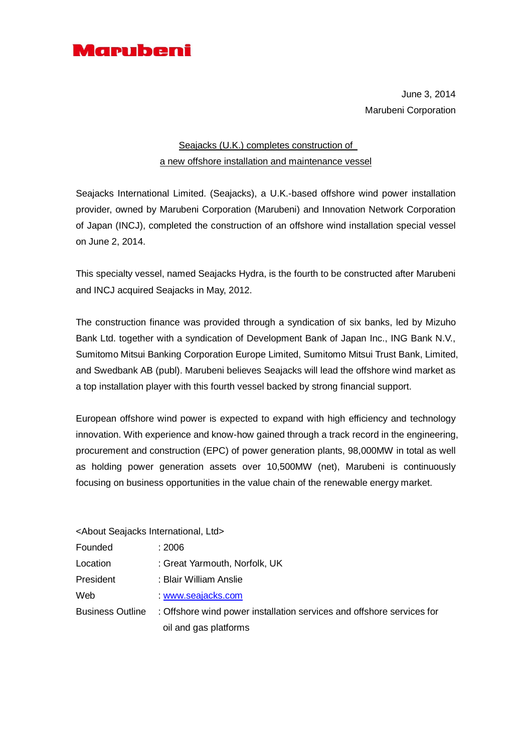Marubeni

June 3, 2014
Marubeni Corporation

## Seajacks (U.K.) completes construction of a new offshore installation and maintenance vessel

Seajacks International Limited. (Seajacks), a U.K.-based offshore wind power installation provider, owned by Marubeni Corporation (Marubeni) and Innovation Network Corporation of Japan (INCJ), completed the construction of an offshore wind installation special vessel on June 2, 2014.

This specialty vessel, named Seajacks Hydra, is the fourth to be constructed after Marubeni and INCJ acquired Seajacks in May, 2012.

The construction finance was provided through a syndication of six banks, led by Mizuho Bank Ltd. together with a syndication of Development Bank of Japan Inc., ING Bank N.V., Sumitomo Mitsui Banking Corporation Europe Limited, Sumitomo Mitsui Trust Bank, Limited, and Swedbank AB (publ). Marubeni believes Seajacks will lead the offshore wind market as a top installation player with this fourth vessel backed by strong financial support.

European offshore wind power is expected to expand with high efficiency and technology innovation. With experience and know-how gained through a track record in the engineering, procurement and construction (EPC) of power generation plants, 98,000MW in total as well as holding power generation assets over 10,500MW (net), Marubeni is continuously focusing on business opportunities in the value chain of the renewable energy market.

<About Seajacks International, Ltd>

| | |
|---|---|
| Founded | : 2006 |
| Location | : Great Yarmouth, Norfolk, UK |
| President | : Blair William Anslie |
| Web | : www.seajacks.com |
| Business Outline | : Offshore wind power installation services and offshore services for oil and gas platforms |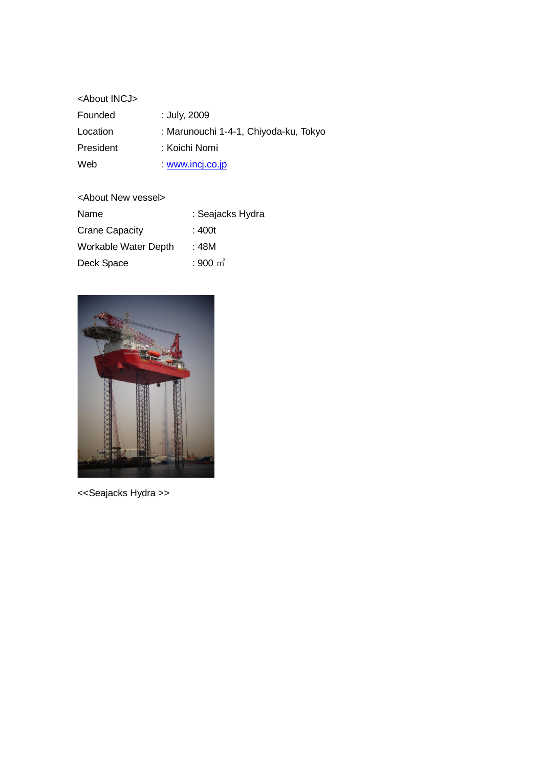<About INCJ>

| | |
|---|---|
| Founded | : July, 2009 |
| Location | : Marunouchi 1-4-1, Chiyoda-ku, Tokyo |
| President | : Koichi Nomi |
| Web | : www.incj.co.jp |

<About New vessel>

| | |
|---|---|
| Name | : Seajacks Hydra |
| Crane Capacity | : 400t |
| Workable Water Depth | : 48M |
| Deck Space | : 900 ㎡ |

<<Seajacks Hydra >>